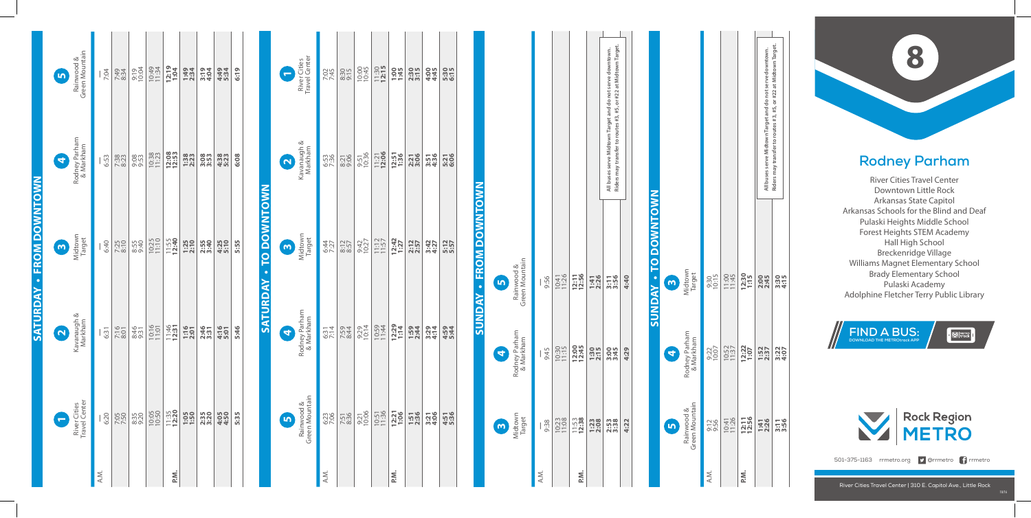# 8

## Rodney Parham

River Cities Travel Center
Downtown Little Rock
Arkansas State Capitol
Arkansas Schools for the Blind and Deaf
Pulaski Heights Middle School
Forest Heights STEM Academy
Hall High School
Breckenridge Village
Williams Magnet Elementary School
Brady Elementary School
Pulaski Academy
Adolphine Fletcher Terry Public Library

**FIND A BUS:** DOWNLOAD THE METROtrack APP

Rock Region METRO

501-375-1163 rrmetro.org @rrmetro rrmetro

River Cities Travel Center | 310 E. Capitol Ave., Little Rock

## SATURDAY • FROM DOWNTOWN

| | 1 River Cities Travel Center | 2 Kavanaugh & Markham | 3 Midtown Target | 4 Rodney Parham & Markham | 5 Rainwood & Green Mountain |
|---|---|---|---|---|---|
| A.M. | — | — | — | — | — |
| | 6:20 | 6:31 | 6:40 | 6:53 | 7:04 |
| | 7:05 | 7:16 | 7:25 | 7:38 | 7:49 |
| | 7:50 | 8:01 | 8:10 | 8:23 | 8:34 |
| | 8:35 | 8:46 | 8:55 | 9:08 | 9:19 |
| | 9:20 | 9:31 | 9:40 | 9:53 | 10:04 |
| | 10:05 | 10:16 | 10:25 | 10:38 | 10:49 |
| | 10:50 | 11:01 | 11:10 | 11:23 | 11:34 |
| | 11:35 | 11:46 | 11:55 | **12:08** | **12:19** |
| P.M. | **12:20** | **12:31** | **12:40** | **12:53** | **1:04** |
| | **1:05** | **1:16** | **1:25** | **1:38** | **1:49** |
| | **1:50** | **2:01** | **2:10** | **2:23** | **2:34** |
| | **2:35** | **2:46** | **2:55** | **3:08** | **3:19** |
| | **3:20** | **3:31** | **3:40** | **3:53** | **4:04** |
| | **4:05** | **4:16** | **4:25** | **4:38** | **4:49** |
| | **4:50** | **5:01** | **5:10** | **5:23** | **5:34** |
| | **5:35** | **5:46** | **5:55** | **6:08** | **6:19** |

## SATURDAY • TO DOWNTOWN

| | 5 Rainwood & Green Mountain | 4 Rodney Parham & Markham | 3 Midtown Target | 2 Kavanaugh & Markham | 1 River Cities Travel Center |
|---|---|---|---|---|---|
| A.M. | 6:23 | 6:31 | 6:44 | 6:53 | 7:02 |
| | 7:06 | 7:14 | 7:27 | 7:36 | 7:45 |
| | 7:51 | 7:59 | 8:12 | 8:21 | 8:30 |
| | 8:36 | 8:44 | 8:57 | 9:06 | 9:15 |
| | 9:21 | 9:29 | 9:42 | 9:51 | 10:00 |
| | 10:06 | 10:14 | 10:27 | 10:36 | 10:45 |
| | 10:51 | 10:59 | 11:12 | 11:21 | 11:30 |
| | 11:36 | 11:44 | 11:57 | **12:06** | **12:15** |
| P.M. | **12:21** | **12:29** | **12:42** | **12:51** | **1:00** |
| | **1:06** | **1:14** | **1:27** | **1:36** | **1:45** |
| | **1:51** | **1:59** | **2:12** | **2:21** | **2:30** |
| | **2:36** | **2:44** | **2:57** | **3:06** | **3:15** |
| | **3:21** | **3:29** | **3:42** | **3:51** | **4:00** |
| | **4:06** | **4:14** | **4:27** | **4:36** | **4:45** |
| | **4:51** | **4:59** | **5:12** | **5:21** | **5:30** |
| | **5:36** | **5:44** | **5:57** | **6:06** | **6:15** |

## SUNDAY • FROM DOWNTOWN

| | 3 Midtown Target | 4 Rodney Parham & Markham | 5 Rainwood & Green Mountain |
|---|---|---|---|
| A.M. | — | — | — |
| | 9:38 | 9:45 | 9:56 |
| | 10:23 | 10:30 | 10:41 |
| | 11:08 | 11:15 | 11:26 |
| | 11:53 | **12:00** | **12:11** |
| P.M. | **12:38** | **12:45** | **12:56** |
| | **1:23** | **1:30** | **1:41** |
| | **2:08** | **2:15** | **2:26** |
| | **2:53** | **3:00** | **3:11** |
| | **3:38** | **3:45** | **3:56** |
| | **4:22** | **4:29** | **4:40** |

All buses serve Midtown Target and do not serve downtown. Riders may transfer to routes #3, #5, or #22 at Midtown Target.

## SUNDAY • TO DOWNTOWN

| | 5 Rainwood & Green Mountain | 4 Rodney Parham & Markham | 3 Midtown Target |
|---|---|---|---|
| A.M. | 9:12 | 9:22 | 9:30 |
| | 9:56 | 10:07 | 10:15 |
| | 10:41 | 10:52 | 11:00 |
| | 11:26 | 11:37 | 11:45 |
| | **12:11** | **12:22** | **12:30** |
| P.M. | **12:56** | **1:07** | **1:15** |
| | **1:41** | **1:52** | **2:00** |
| | **2:26** | **2:37** | **2:45** |
| | **3:11** | **3:22** | **3:30** |
| | **3:56** | **4:07** | **4:15** |

All buses serve Midtown Target and do not serve downtown. Riders may transfer to routes #3, #5, or #22 at Midtown Target.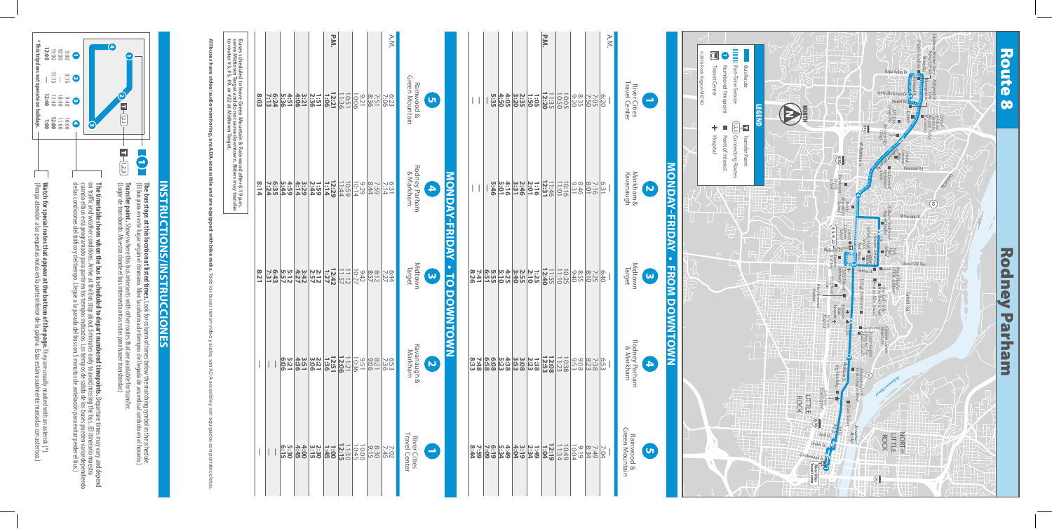# Route 8

# Rodney Parham

**LEGEND**

- Bus Route
- Part-Time Service
- Numbered Timepoint
- Transit Center
- Transfer Point
- Connecting Routes
- Point of Interest
- Hospital

©2016 Rock Region METRO

## MONDAY-FRIDAY • FROM DOWNTOWN

| | 1 River Cities Travel Center | 2 Markham & Kavanaugh | 3 Midtown Target | 4 Rodney Parham & Markham | 5 Rainwood & Green Mountain |
|---|---|---|---|---|---|
| A.M. | 6:20 | 6:31 | — | 6:53 | 7:04 |
| | 7:05 | 7:16 | 7:25 | 7:38 | 7:49 |
| | 7:50 | 8:01 | 8:10 | 8:23 | 8:34 |
| | 8:35 | 8:46 | 8:55 | 9:08 | 9:19 |
| | 9:20 | 9:31 | 9:40 | 9:53 | 10:04 |
| | 10:05 | 10:16 | 10:25 | 10:38 | 10:49 |
| | 10:50 | 11:01 | 11:10 | 11:23 | 11:34 |
| | 11:35 | 11:46 | 11:55 | **12:08** | **12:19** |
| P.M. | **12:20** | **12:31** | **12:40** | **12:53** | **1:04** |
| | **1:05** | **1:16** | **1:25** | **1:38** | **1:49** |
| | **1:50** | **2:01** | **2:10** | **2:23** | **2:34** |
| | **2:35** | **2:46** | **2:55** | **3:08** | **3:19** |
| | **3:20** | **3:31** | **3:40** | **3:53** | **4:04** |
| | **4:05** | **4:16** | **4:25** | **4:38** | **4:49** |
| | **4:50** | **5:01** | **5:10** | **5:23** | **5:34** |
| | **5:35** | **5:46** | **5:55** | **6:08** | **6:19** |
| | — | — | **6:51** | **6:58** | **7:09** |
| | — | — | **7:41** | **7:48** | **7:59** |
| | — | — | **8:26** | **8:33** | **8:44** |

## MONDAY-FRIDAY • TO DOWNTOWN

| | 5 Rainwood & Green Mountain | 4 Rodney Parham & Markham | 3 Midtown Target | 2 Kavanaugh & Markham | 1 River Cities Travel Center |
|---|---|---|---|---|---|
| A.M. | 6:23 | 6:31 | 6:44 | 6:53 | 7:02 |
| | 7:06 | 7:14 | 7:27 | 7:36 | 7:45 |
| | 7:51 | 7:59 | 8:12 | 8:21 | 8:30 |
| | 8:36 | 8:44 | 8:57 | 9:06 | 9:15 |
| | 9:21 | 9:29 | 9:42 | 9:51 | 10:00 |
| | 10:06 | 10:14 | 10:27 | 10:36 | 10:45 |
| | 10:51 | 10:59 | 11:12 | 11:21 | 11:30 |
| | 11:36 | 11:44 | 11:57 | **12:06** | **12:15** |
| P.M. | **12:21** | **12:29** | **12:42** | **12:51** | **1:00** |
| | **1:06** | **1:14** | **1:27** | **1:36** | **1:45** |
| | **1:51** | **1:59** | **2:12** | **2:21** | **2:30** |
| | **2:36** | **2:44** | **2:57** | **3:06** | **3:15** |
| | **3:21** | **3:29** | **3:42** | **3:51** | **4:00** |
| | **4:06** | **4:14** | **4:27** | **4:36** | **4:45** |
| | **4:51** | **4:59** | **5:12** | **5:21** | **5:30** |
| | **5:36** | **5:44** | **5:57** | **6:06** | **6:15** |
| | **6:24** | **6:35** | **6:47** | — | — |
| | **7:13** | **7:24** | **7:31** | — | — |
| | **8:03** | **8:14** | **8:21** | — | — |

Buses scheduled to leave Green Mountain & Rainwood after 6:19 p.m. serve Midtown Target and do not serve downtown. Riders may transfer to routes #3, #5, #9, or #22 at Midtown Target.

**All buses have video/audio monitoring, are ADA-accessible and are equipped with bike racks.** Todo los buses tienen video y audio, son ADA-accesible y son equipados con portabicicletas.

## INSTRUCTIONS/INSTRUCCIONES

**The bus stops at this location at listed times.** Look for a column of times below the matching symbol in the schedule. (El bus para en este lugar según el itinerario. Mire la columna de tiempos del llegada de acuerdo al símbolo en el horario.)

**Transfer point.** Shows where this bus intersects with other routes that are available for transfer. (Lugar de transbordo. Muestra dónde el bus intersecta otras rutas para hacer transbordar.)

**The timetable shows when the bus is scheduled to depart numbered timepoints.** Departure times may vary and depend on traffic and weather conditions. Arrive at the bus stop about 5 minutes early to avoid missing the bus. (El itinerario muestra cuando el bus está programado para partir en los tiempos indicados. Los tiempos de salida de los buses pueden variar dependiendo de las condiciones del tráfico y del tiempo. Llegue a la parada del bus con 5 minutos de antelación para evitar perder el bus.)

**Watch for special notes that appear at the bottom of the page.** They are usually marked with an asterisk (*). (Ponga atención a las pequeñas notas en la parte inferior de la página. Estas están usualmente marcadas con asterisco.)

| 1 | 2 | 3 | 4 |
|---|---|---|---|
| 9:00 | 9:15 | 9:40 | 10:00 |
| 10:00 | — | 10:40 | 11:00 |
| 11:00 | 11:15 | 11:40 | 12:00 |
| 12:00 | — | 12:40 | 1:00* |

* This trip does not operate on holidays.